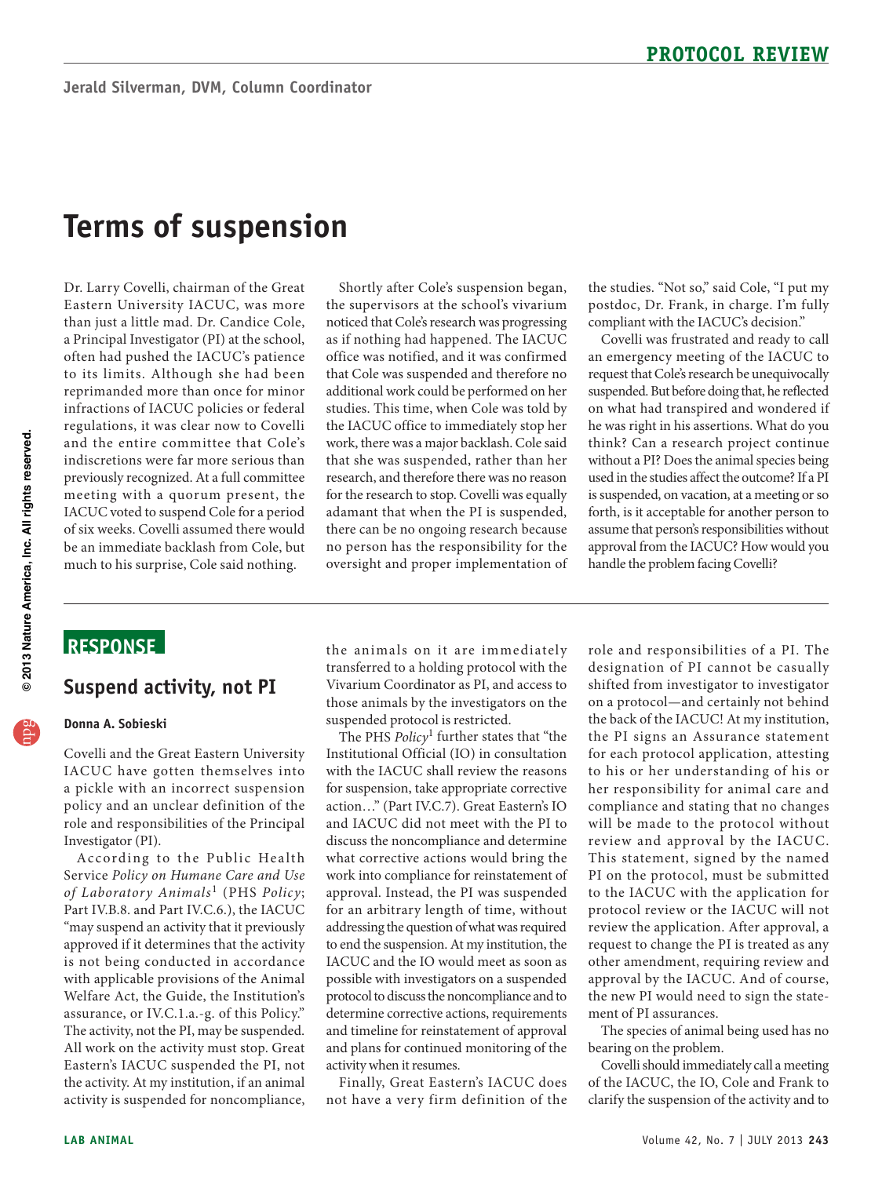# Terms of suspension

Jerald Silverman, DVM, Column Coordinator

Dr. Larry Covelli, chairman of the Great Eastern University IACUC, was more than just a little mad. Dr. Candice Cole, a Principal Investigator (PI) at the school, often had pushed the IACUC's patience to its limits. Although she had been reprimanded more than once for minor infractions of IACUC policies or federal regulations, it was clear now to Covelli and the entire committee that Cole's indiscretions were far more serious than previously recognized. At a full committee meeting with a quorum present, the IACUC voted to suspend Cole for a period of six weeks. Covelli assumed there would be an immediate backlash from Cole, but much to his surprise, Cole said nothing.

Shortly after Cole's suspension began, the supervisors at the school's vivarium noticed that Cole's research was progressing as if nothing had happened. The IACUC office was notified, and it was confirmed that Cole was suspended and therefore no additional work could be performed on her studies. This time, when Cole was told by the IACUC office to immediately stop her work, there was a major backlash. Cole said that she was suspended, rather than her research, and therefore there was no reason for the research to stop. Covelli was equally adamant that when the PI is suspended, there can be no ongoing research because no person has the responsibility for the oversight and proper implementation of the studies. "Not so," said Cole, "I put my postdoc, Dr. Frank, in charge. I'm fully compliant with the IACUC's decision."

Covelli was frustrated and ready to call an emergency meeting of the IACUC to request that Cole's research be unequivocally suspended. But before doing that, he reflected on what had transpired and wondered if he was right in his assertions. What do you think? Can a research project continue without a PI? Does the animal species being used in the studies affect the outcome? If a PI is suspended, on vacation, at a meeting or so forth, is it acceptable for another person to assume that person's responsibilities without approval from the IACUC? How would you handle the problem facing Covelli?

## RESPONSE

### Suspend activity, not PI

**Donna A. Sobieski**

Covelli and the Great Eastern University IACUC have gotten themselves into a pickle with an incorrect suspension policy and an unclear definition of the role and responsibilities of the Principal Investigator (PI).

According to the Public Health Service *Policy on Humane Care and Use of Laboratory Animals*[1] (PHS *Policy*; Part IV.B.8. and Part IV.C.6.), the IACUC "may suspend an activity that it previously approved if it determines that the activity is not being conducted in accordance with applicable provisions of the Animal Welfare Act, the Guide, the Institution's assurance, or IV.C.1.a.-g. of this Policy." The activity, not the PI, may be suspended. All work on the activity must stop. Great Eastern's IACUC suspended the PI, not the activity. At my institution, if an animal activity is suspended for noncompliance, the animals on it are immediately transferred to a holding protocol with the Vivarium Coordinator as PI, and access to those animals by the investigators on the suspended protocol is restricted.

The PHS *Policy*[1] further states that "the Institutional Official (IO) in consultation with the IACUC shall review the reasons for suspension, take appropriate corrective action…" (Part IV.C.7). Great Eastern's IO and IACUC did not meet with the PI to discuss the noncompliance and determine what corrective actions would bring the work into compliance for reinstatement of approval. Instead, the PI was suspended for an arbitrary length of time, without addressing the question of what was required to end the suspension. At my institution, the IACUC and the IO would meet as soon as possible with investigators on a suspended protocol to discuss the noncompliance and to determine corrective actions, requirements and timeline for reinstatement of approval and plans for continued monitoring of the activity when it resumes.

Finally, Great Eastern's IACUC does not have a very firm definition of the role and responsibilities of a PI. The designation of PI cannot be casually shifted from investigator to investigator on a protocol—and certainly not behind the back of the IACUC! At my institution, the PI signs an Assurance statement for each protocol application, attesting to his or her understanding of his or her responsibility for animal care and compliance and stating that no changes will be made to the protocol without review and approval by the IACUC. This statement, signed by the named PI on the protocol, must be submitted to the IACUC with the application for protocol review or the IACUC will not review the application. After approval, a request to change the PI is treated as any other amendment, requiring review and approval by the IACUC. And of course, the new PI would need to sign the statement of PI assurances.

The species of animal being used has no bearing on the problem.

Covelli should immediately call a meeting of the IACUC, the IO, Cole and Frank to clarify the suspension of the activity and to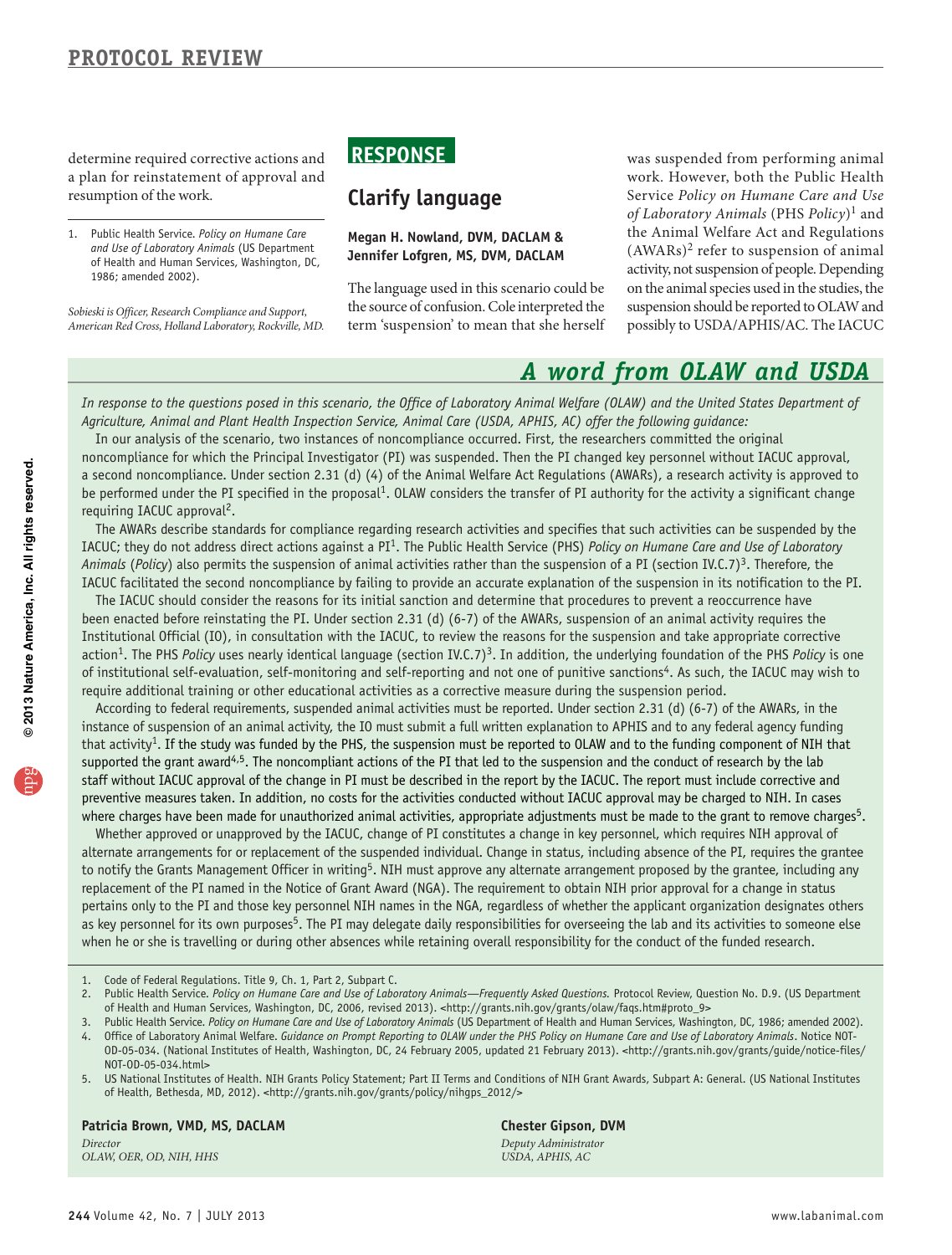determine required corrective actions and a plan for reinstatement of approval and resumption of the work.

1. Public Health Service. *Policy on Humane Care and Use of Laboratory Animals* (US Department of Health and Human Services, Washington, DC, 1986; amended 2002).

*Sobieski is Officer, Research Compliance and Support, American Red Cross, Holland Laboratory, Rockville, MD.*

## RESPONSE

## Clarify language

**Megan H. Nowland, DVM, DACLAM & Jennifer Lofgren, MS, DVM, DACLAM**

The language used in this scenario could be the source of confusion. Cole interpreted the term 'suspension' to mean that she herself was suspended from performing animal work. However, both the Public Health Service *Policy on Humane Care and Use of Laboratory Animals* (PHS *Policy*)[1] and the Animal Welfare Act and Regulations (AWARs)[2] refer to suspension of animal activity, not suspension of people. Depending on the animal species used in the studies, the suspension should be reported to OLAW and possibly to USDA/APHIS/AC. The IACUC

## A word from OLAW and USDA

*In response to the questions posed in this scenario, the Office of Laboratory Animal Welfare (OLAW) and the United States Department of Agriculture, Animal and Plant Health Inspection Service, Animal Care (USDA, APHIS, AC) offer the following guidance:*

In our analysis of the scenario, two instances of noncompliance occurred. First, the researchers committed the original noncompliance for which the Principal Investigator (PI) was suspended. Then the PI changed key personnel without IACUC approval, a second noncompliance. Under section 2.31 (d) (4) of the Animal Welfare Act Regulations (AWARs), a research activity is approved to be performed under the PI specified in the proposal[1]. OLAW considers the transfer of PI authority for the activity a significant change requiring IACUC approval[2].

The AWARs describe standards for compliance regarding research activities and specifies that such activities can be suspended by the IACUC; they do not address direct actions against a PI[1]. The Public Health Service (PHS) *Policy on Humane Care and Use of Laboratory Animals* (*Policy*) also permits the suspension of animal activities rather than the suspension of a PI (section IV.C.7)[3]. Therefore, the IACUC facilitated the second noncompliance by failing to provide an accurate explanation of the suspension in its notification to the PI.

The IACUC should consider the reasons for its initial sanction and determine that procedures to prevent a reoccurrence have been enacted before reinstating the PI. Under section 2.31 (d) (6-7) of the AWARs, suspension of an animal activity requires the Institutional Official (IO), in consultation with the IACUC, to review the reasons for the suspension and take appropriate corrective action[1]. The PHS *Policy* uses nearly identical language (section IV.C.7)[3]. In addition, the underlying foundation of the PHS *Policy* is one of institutional self-evaluation, self-monitoring and self-reporting and not one of punitive sanctions[4]. As such, the IACUC may wish to require additional training or other educational activities as a corrective measure during the suspension period.

According to federal requirements, suspended animal activities must be reported. Under section 2.31 (d) (6-7) of the AWARs, in the instance of suspension of an animal activity, the IO must submit a full written explanation to APHIS and to any federal agency funding that activity[1]. If the study was funded by the PHS, the suspension must be reported to OLAW and to the funding component of NIH that supported the grant award[4,5]. The noncompliant actions of the PI that led to the suspension and the conduct of research by the lab staff without IACUC approval of the change in PI must be described in the report by the IACUC. The report must include corrective and preventive measures taken. In addition, no costs for the activities conducted without IACUC approval may be charged to NIH. In cases where charges have been made for unauthorized animal activities, appropriate adjustments must be made to the grant to remove charges[5].

Whether approved or unapproved by the IACUC, change of PI constitutes a change in key personnel, which requires NIH approval of alternate arrangements for or replacement of the suspended individual. Change in status, including absence of the PI, requires the grantee to notify the Grants Management Officer in writing[5]. NIH must approve any alternate arrangement proposed by the grantee, including any replacement of the PI named in the Notice of Grant Award (NGA). The requirement to obtain NIH prior approval for a change in status pertains only to the PI and those key personnel NIH names in the NGA, regardless of whether the applicant organization designates others as key personnel for its own purposes[5]. The PI may delegate daily responsibilities for overseeing the lab and its activities to someone else when he or she is travelling or during other absences while retaining overall responsibility for the conduct of the funded research.

1. Code of Federal Regulations. Title 9, Ch. 1, Part 2, Subpart C.
2. Public Health Service. *Policy on Humane Care and Use of Laboratory Animals—Frequently Asked Questions.* Protocol Review, Question No. D.9. (US Department of Health and Human Services, Washington, DC, 2006, revised 2013). <http://grants.nih.gov/grants/olaw/faqs.htm#proto_9>
3. Public Health Service. *Policy on Humane Care and Use of Laboratory Animals* (US Department of Health and Human Services, Washington, DC, 1986; amended 2002).
4. Office of Laboratory Animal Welfare. *Guidance on Prompt Reporting to OLAW under the PHS Policy on Humane Care and Use of Laboratory Animals*. Notice NOT-OD-05-034. (National Institutes of Health, Washington, DC, 24 February 2005, updated 21 February 2013). <http://grants.nih.gov/grants/guide/notice-files/NOT-OD-05-034.html>
5. US National Institutes of Health. NIH Grants Policy Statement; Part II Terms and Conditions of NIH Grant Awards, Subpart A: General. (US National Institutes of Health, Bethesda, MD, 2012). <http://grants.nih.gov/grants/policy/nihgps_2012/>

**Patricia Brown, VMD, MS, DACLAM**
*Director*
*OLAW, OER, OD, NIH, HHS*

**Chester Gipson, DVM**
*Deputy Administrator*
*USDA, APHIS, AC*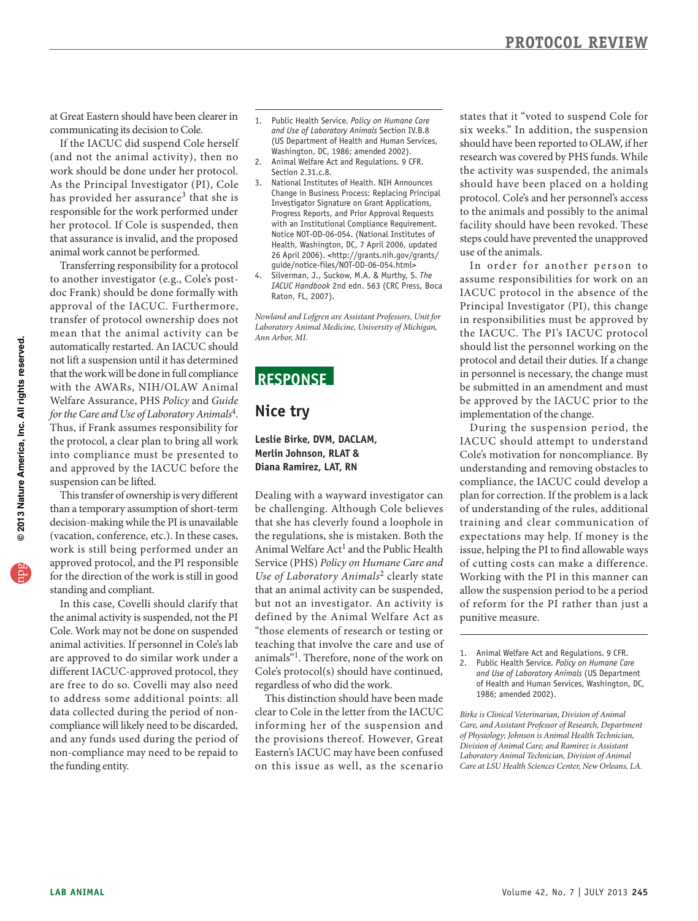at Great Eastern should have been clearer in communicating its decision to Cole.

If the IACUC did suspend Cole herself (and not the animal activity), then no work should be done under her protocol. As the Principal Investigator (PI), Cole has provided her assurance[3] that she is responsible for the work performed under her protocol. If Cole is suspended, then that assurance is invalid, and the proposed animal work cannot be performed.

Transferring responsibility for a protocol to another investigator (e.g., Cole's post-doc Frank) should be done formally with approval of the IACUC. Furthermore, transfer of protocol ownership does not mean that the animal activity can be automatically restarted. An IACUC should not lift a suspension until it has determined that the work will be done in full compliance with the AWARs, NIH/OLAW Animal Welfare Assurance, PHS *Policy* and *Guide for the Care and Use of Laboratory Animals*[4]. Thus, if Frank assumes responsibility for the protocol, a clear plan to bring all work into compliance must be presented to and approved by the IACUC before the suspension can be lifted.

This transfer of ownership is very different than a temporary assumption of short-term decision-making while the PI is unavailable (vacation, conference, etc.). In these cases, work is still being performed under an approved protocol, and the PI responsible for the direction of the work is still in good standing and compliant.

In this case, Covelli should clarify that the animal activity is suspended, not the PI Cole. Work may not be done on suspended animal activities. If personnel in Cole's lab are approved to do similar work under a different IACUC-approved protocol, they are free to do so. Covelli may also need to address some additional points: all data collected during the period of non-compliance will likely need to be discarded, and any funds used during the period of non-compliance may need to be repaid to the funding entity.

1. Public Health Service. *Policy on Humane Care and Use of Laboratory Animals* Section IV.B.8 (US Department of Health and Human Services, Washington, DC, 1986; amended 2002).
2. Animal Welfare Act and Regulations. 9 CFR. Section 2.31.c.8.
3. National Institutes of Health. NIH Announces Change in Business Process: Replacing Principal Investigator Signature on Grant Applications, Progress Reports, and Prior Approval Requests with an Institutional Compliance Requirement. Notice NOT-OD-06-054. (National Institutes of Health, Washington, DC, 7 April 2006, updated 26 April 2006). <http://grants.nih.gov/grants/guide/notice-files/NOT-OD-06-054.html>
4. Silverman, J., Suckow, M.A. & Murthy, S. *The IACUC Handbook* 2nd edn. 563 (CRC Press, Boca Raton, FL, 2007).

*Nowland and Lofgren are Assistant Professors, Unit for Laboratory Animal Medicine, University of Michigan, Ann Arbor, MI.*

## RESPONSE

## Nice try

**Leslie Birke, DVM, DACLAM, Merlin Johnson, RLAT & Diana Ramirez, LAT, RN**

Dealing with a wayward investigator can be challenging. Although Cole believes that she has cleverly found a loophole in the regulations, she is mistaken. Both the Animal Welfare Act[1] and the Public Health Service (PHS) *Policy on Humane Care and Use of Laboratory Animals*[2] clearly state that an animal activity can be suspended, but not an investigator. An activity is defined by the Animal Welfare Act as "those elements of research or testing or teaching that involve the care and use of animals"[1]. Therefore, none of the work on Cole's protocol(s) should have continued, regardless of who did the work.

This distinction should have been made clear to Cole in the letter from the IACUC informing her of the suspension and the provisions thereof. However, Great Eastern's IACUC may have been confused on this issue as well, as the scenario states that it "voted to suspend Cole for six weeks." In addition, the suspension should have been reported to OLAW, if her research was covered by PHS funds. While the activity was suspended, the animals should have been placed on a holding protocol. Cole's and her personnel's access to the animals and possibly to the animal facility should have been revoked. These steps could have prevented the unapproved use of the animals.

In order for another person to assume responsibilities for work on an IACUC protocol in the absence of the Principal Investigator (PI), this change in responsibilities must be approved by the IACUC. The PI's IACUC protocol should list the personnel working on the protocol and detail their duties. If a change in personnel is necessary, the change must be submitted in an amendment and must be approved by the IACUC prior to the implementation of the change.

During the suspension period, the IACUC should attempt to understand Cole's motivation for noncompliance. By understanding and removing obstacles to compliance, the IACUC could develop a plan for correction. If the problem is a lack of understanding of the rules, additional training and clear communication of expectations may help. If money is the issue, helping the PI to find allowable ways of cutting costs can make a difference. Working with the PI in this manner can allow the suspension period to be a period of reform for the PI rather than just a punitive measure.

1. Animal Welfare Act and Regulations. 9 CFR.
2. Public Health Service. *Policy on Humane Care and Use of Laboratory Animals* (US Department of Health and Human Services, Washington, DC, 1986; amended 2002).

*Birke is Clinical Veterinarian, Division of Animal Care, and Assistant Professor of Research, Department of Physiology; Johnson is Animal Health Technician, Division of Animal Care; and Ramirez is Assistant Laboratory Animal Technician, Division of Animal Care at LSU Health Sciences Center, New Orleans, LA.*